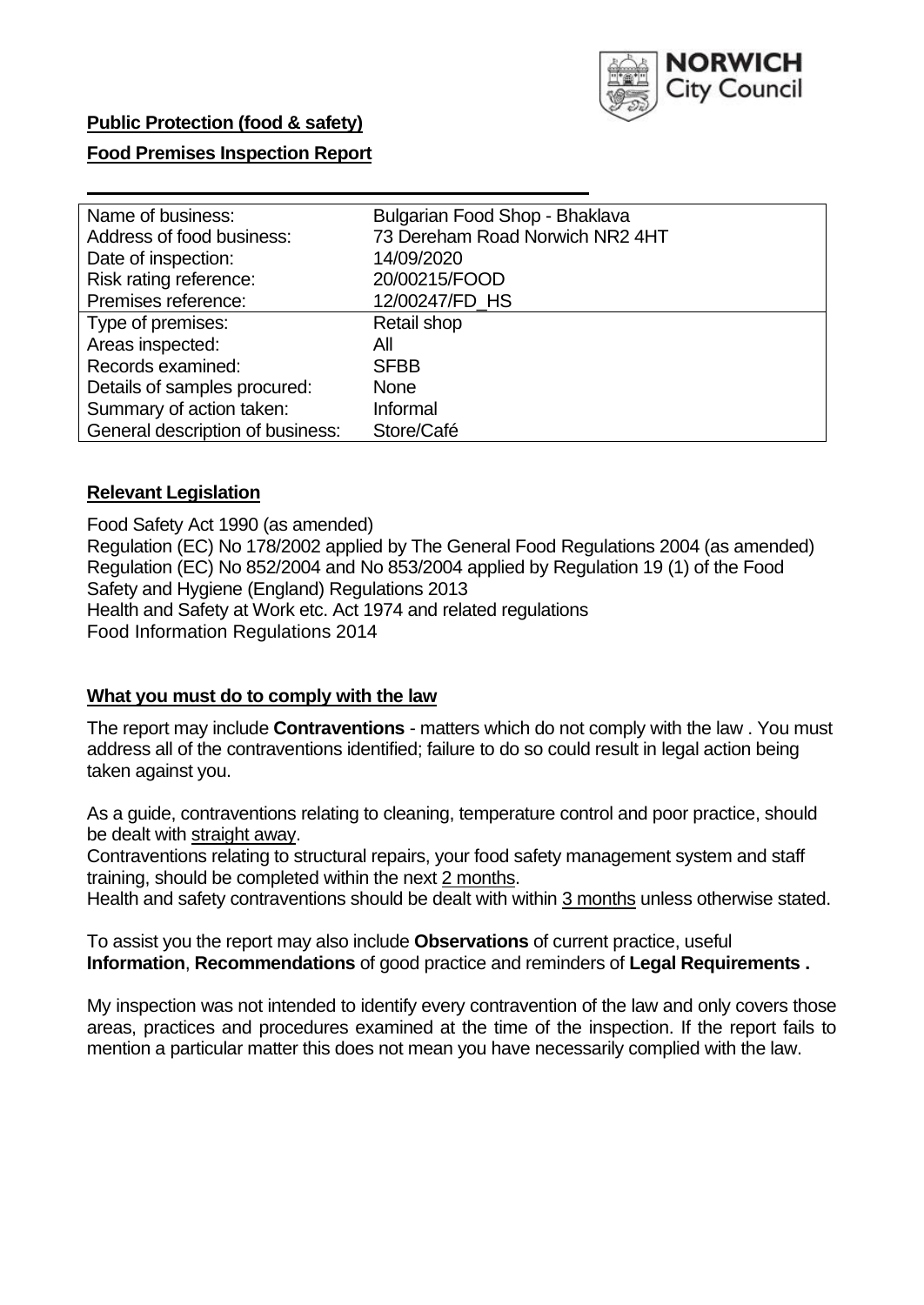**Public Protection (food & safety)**

**Food Premises Inspection Report**

| Name of business: | Bulgarian Food Shop - Bhaklava |
|---|---|
| Address of food business: | 73 Dereham Road Norwich NR2 4HT |
| Date of inspection: | 14/09/2020 |
| Risk rating reference: | 20/00215/FOOD |
| Premises reference: | 12/00247/FD_HS |
| Type of premises: | Retail shop |
| Areas inspected: | All |
| Records examined: | SFBB |
| Details of samples procured: | None |
| Summary of action taken: | Informal |
| General description of business: | Store/Café |

## Relevant Legislation

Food Safety Act 1990 (as amended)
Regulation (EC) No 178/2002 applied by The General Food Regulations 2004 (as amended)
Regulation (EC) No 852/2004 and No 853/2004 applied by Regulation 19 (1) of the Food Safety and Hygiene (England) Regulations 2013
Health and Safety at Work etc. Act 1974 and related regulations
Food Information Regulations 2014

## What you must do to comply with the law

The report may include **Contraventions** - matters which do not comply with the law . You must address all of the contraventions identified; failure to do so could result in legal action being taken against you.

As a guide, contraventions relating to cleaning, temperature control and poor practice, should be dealt with straight away.
Contraventions relating to structural repairs, your food safety management system and staff training, should be completed within the next 2 months.
Health and safety contraventions should be dealt with within 3 months unless otherwise stated.

To assist you the report may also include **Observations** of current practice, useful **Information**, **Recommendations** of good practice and reminders of **Legal Requirements .**

My inspection was not intended to identify every contravention of the law and only covers those areas, practices and procedures examined at the time of the inspection. If the report fails to mention a particular matter this does not mean you have necessarily complied with the law.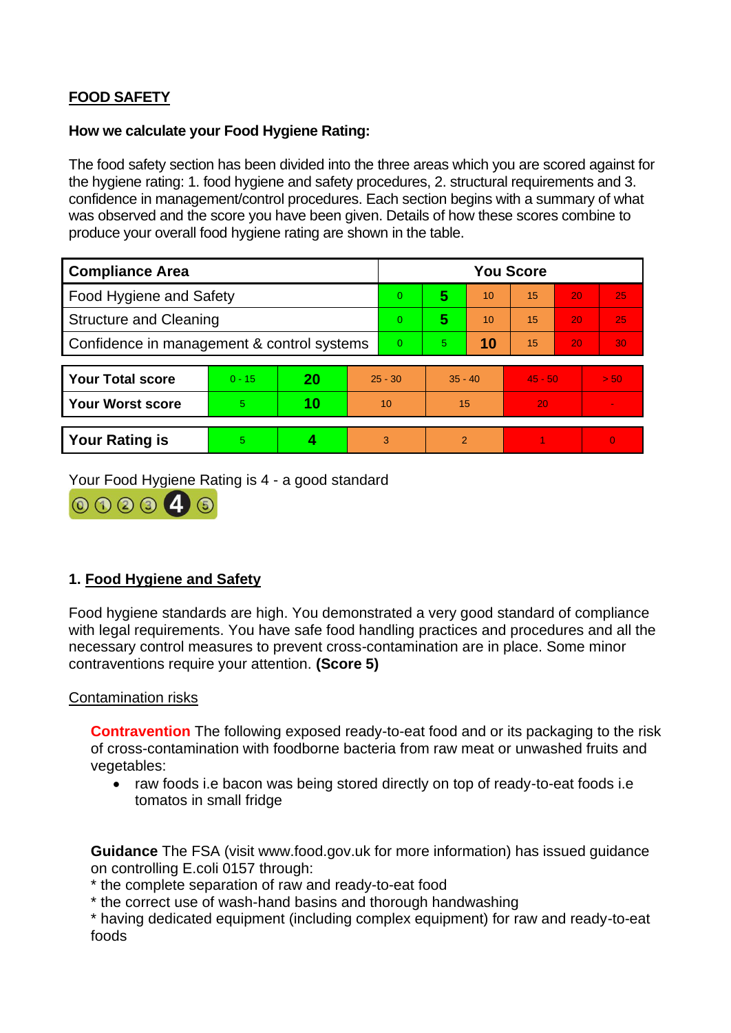## FOOD SAFETY

**How we calculate your Food Hygiene Rating:**

The food safety section has been divided into the three areas which you are scored against for the hygiene rating: 1. food hygiene and safety procedures, 2. structural requirements and 3. confidence in management/control procedures. Each section begins with a summary of what was observed and the score you have been given. Details of how these scores combine to produce your overall food hygiene rating are shown in the table.

| Compliance Area | You Score | | | | | |
|---|---|---|---|---|---|---|
| Food Hygiene and Safety | 0 | **5** | 10 | 15 | 20 | 25 |
| Structure and Cleaning | 0 | **5** | 10 | 15 | 20 | 25 |
| Confidence in management & control systems | 0 | 5 | **10** | 15 | 20 | 30 |

| | | | | | | |
|---|---|---|---|---|---|---|
| **Your Total score** | 0 - 15 | **20** | 25 - 30 | 35 - 40 | 45 - 50 | > 50 |
| **Your Worst score** | 5 | **10** | 10 | 15 | 20 | - |

| | | | | | | |
|---|---|---|---|---|---|---|
| **Your Rating is** | 5 | **4** | 3 | 2 | 1 | 0 |

Your Food Hygiene Rating is 4 - a good standard

## 1. Food Hygiene and Safety

Food hygiene standards are high. You demonstrated a very good standard of compliance with legal requirements. You have safe food handling practices and procedures and all the necessary control measures to prevent cross-contamination are in place. Some minor contraventions require your attention. **(Score 5)**

Contamination risks

**Contravention** The following exposed ready-to-eat food and or its packaging to the risk of cross-contamination with foodborne bacteria from raw meat or unwashed fruits and vegetables:

- raw foods i.e bacon was being stored directly on top of ready-to-eat foods i.e tomatos in small fridge

**Guidance** The FSA (visit www.food.gov.uk for more information) has issued guidance on controlling E.coli 0157 through:
* the complete separation of raw and ready-to-eat food
* the correct use of wash-hand basins and thorough handwashing
* having dedicated equipment (including complex equipment) for raw and ready-to-eat foods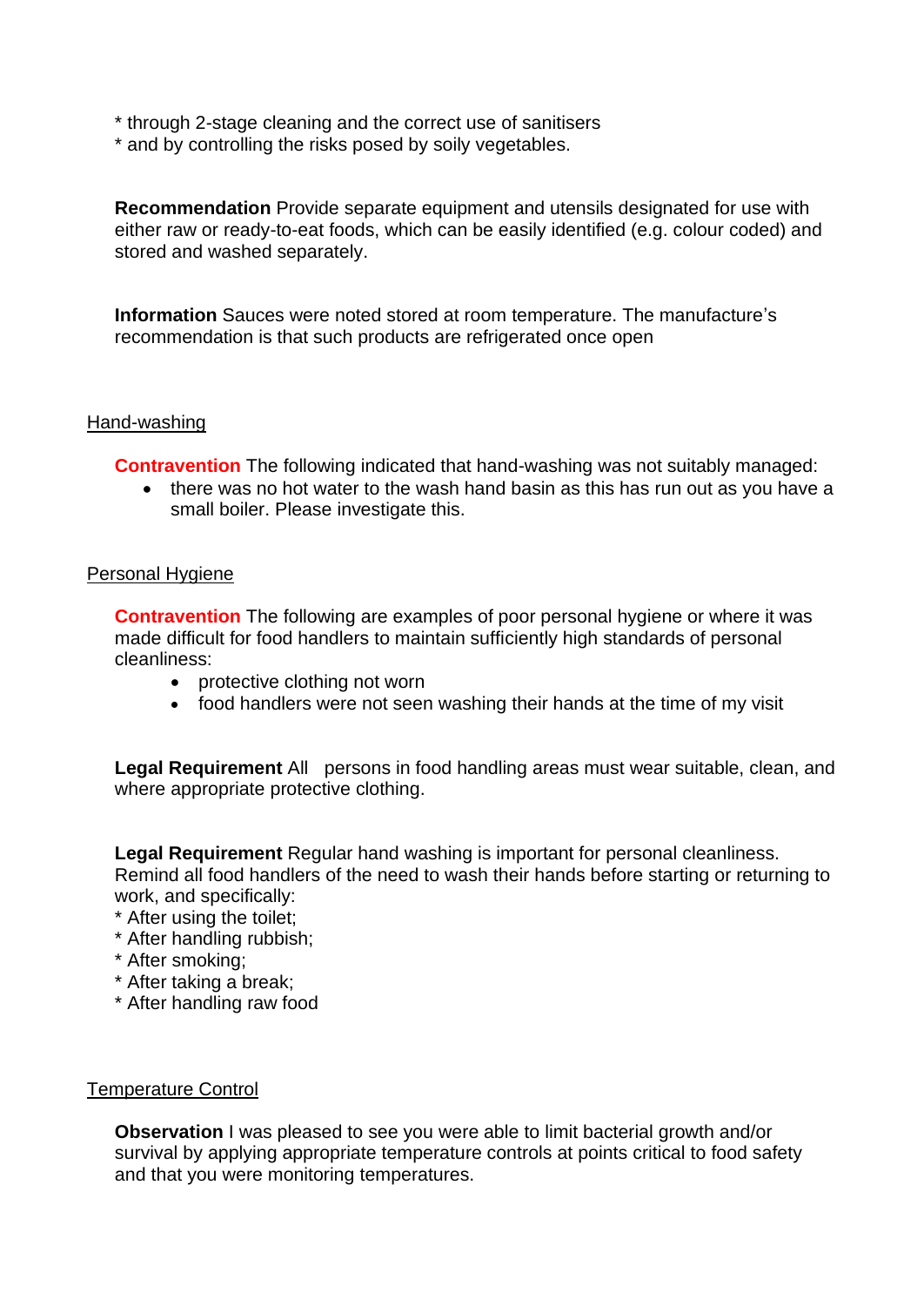* through 2-stage cleaning and the correct use of sanitisers
* and by controlling the risks posed by soily vegetables.

**Recommendation** Provide separate equipment and utensils designated for use with either raw or ready-to-eat foods, which can be easily identified (e.g. colour coded) and stored and washed separately.

**Information** Sauces were noted stored at room temperature. The manufacture's recommendation is that such products are refrigerated once open

Hand-washing

**Contravention** The following indicated that hand-washing was not suitably managed:

- there was no hot water to the wash hand basin as this has run out as you have a small boiler. Please investigate this.

Personal Hygiene

**Contravention** The following are examples of poor personal hygiene or where it was made difficult for food handlers to maintain sufficiently high standards of personal cleanliness:

- protective clothing not worn
- food handlers were not seen washing their hands at the time of my visit

**Legal Requirement** All persons in food handling areas must wear suitable, clean, and where appropriate protective clothing.

**Legal Requirement** Regular hand washing is important for personal cleanliness. Remind all food handlers of the need to wash their hands before starting or returning to work, and specifically:
* After using the toilet;
* After handling rubbish;
* After smoking;
* After taking a break;
* After handling raw food

Temperature Control

**Observation** I was pleased to see you were able to limit bacterial growth and/or survival by applying appropriate temperature controls at points critical to food safety and that you were monitoring temperatures.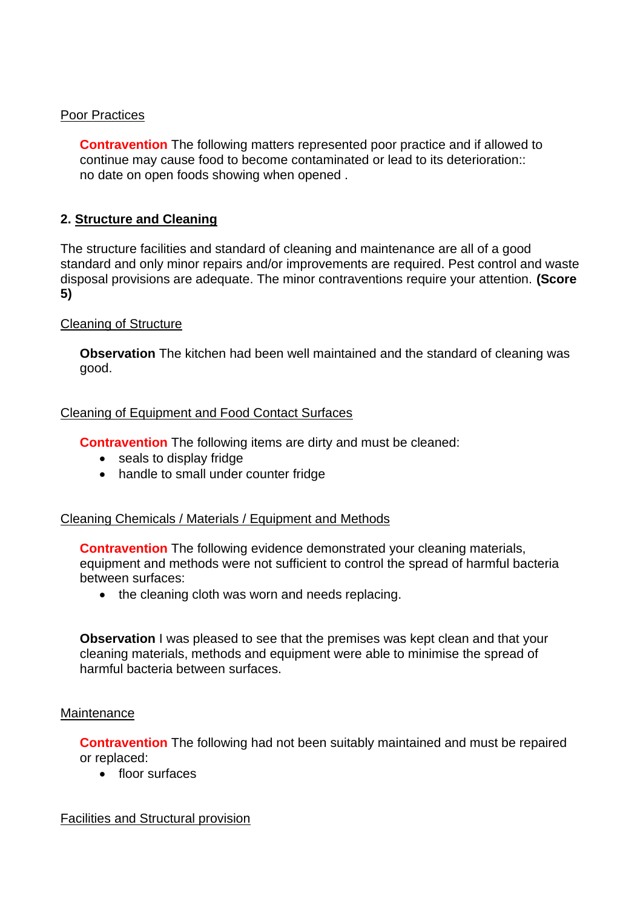Poor Practices

**Contravention** The following matters represented poor practice and if allowed to continue may cause food to become contaminated or lead to its deterioration::
no date on open foods showing when opened .

## 2. Structure and Cleaning

The structure facilities and standard of cleaning and maintenance are all of a good standard and only minor repairs and/or improvements are required. Pest control and waste disposal provisions are adequate. The minor contraventions require your attention. **(Score 5)**

Cleaning of Structure

**Observation** The kitchen had been well maintained and the standard of cleaning was good.

Cleaning of Equipment and Food Contact Surfaces

**Contravention** The following items are dirty and must be cleaned:

- seals to display fridge
- handle to small under counter fridge

Cleaning Chemicals / Materials / Equipment and Methods

**Contravention** The following evidence demonstrated your cleaning materials, equipment and methods were not sufficient to control the spread of harmful bacteria between surfaces:

- the cleaning cloth was worn and needs replacing.

**Observation** I was pleased to see that the premises was kept clean and that your cleaning materials, methods and equipment were able to minimise the spread of harmful bacteria between surfaces.

Maintenance

**Contravention** The following had not been suitably maintained and must be repaired or replaced:

- floor surfaces

Facilities and Structural provision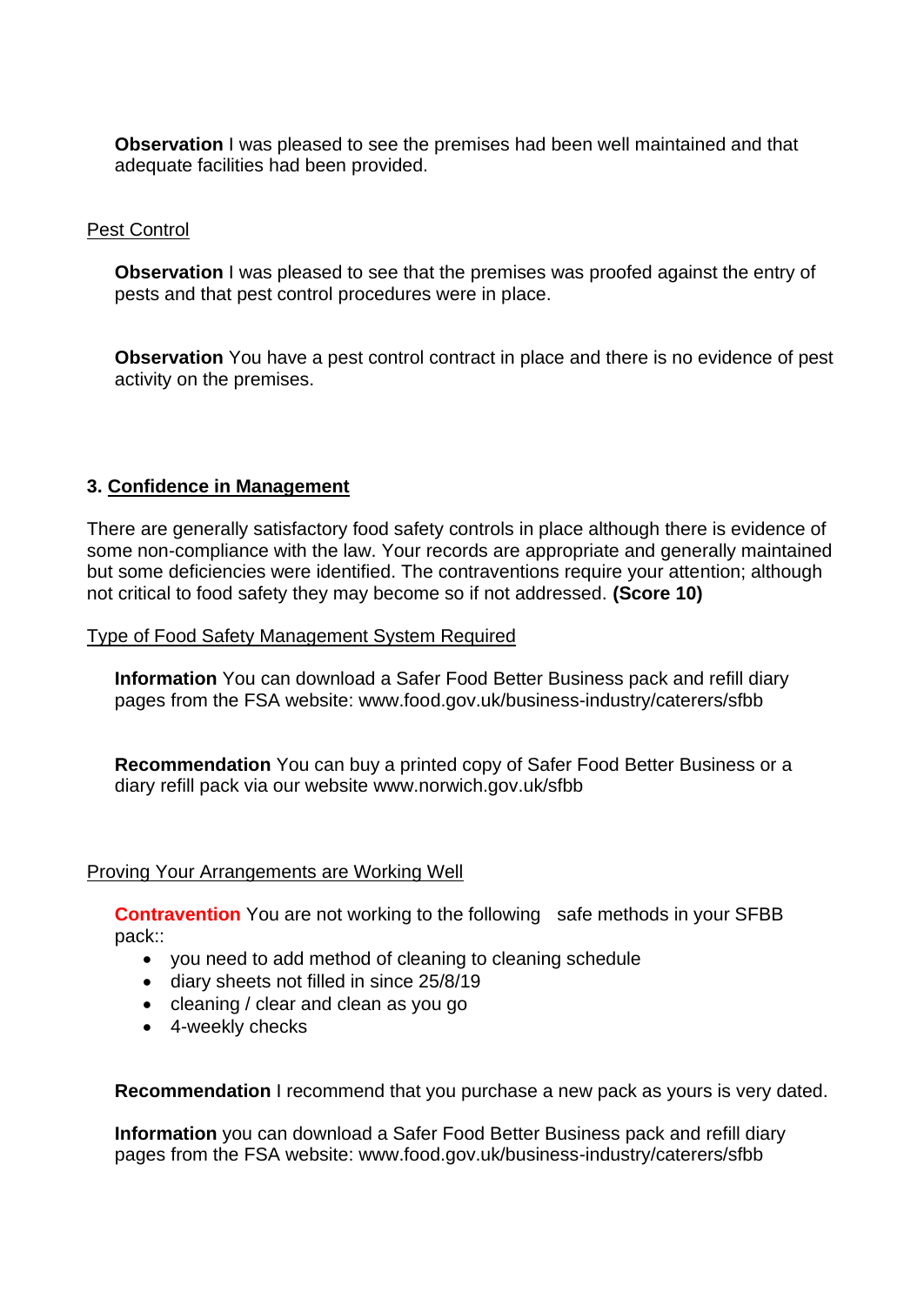**Observation** I was pleased to see the premises had been well maintained and that adequate facilities had been provided.

Pest Control

**Observation** I was pleased to see that the premises was proofed against the entry of pests and that pest control procedures were in place.

**Observation** You have a pest control contract in place and there is no evidence of pest activity on the premises.

## 3. Confidence in Management

There are generally satisfactory food safety controls in place although there is evidence of some non-compliance with the law. Your records are appropriate and generally maintained but some deficiencies were identified. The contraventions require your attention; although not critical to food safety they may become so if not addressed. **(Score 10)**

Type of Food Safety Management System Required

**Information** You can download a Safer Food Better Business pack and refill diary pages from the FSA website: www.food.gov.uk/business-industry/caterers/sfbb

**Recommendation** You can buy a printed copy of Safer Food Better Business or a diary refill pack via our website www.norwich.gov.uk/sfbb

Proving Your Arrangements are Working Well

**Contravention** You are not working to the following safe methods in your SFBB pack::

- you need to add method of cleaning to cleaning schedule
- diary sheets not filled in since 25/8/19
- cleaning / clear and clean as you go
- 4-weekly checks

**Recommendation** I recommend that you purchase a new pack as yours is very dated.

**Information** you can download a Safer Food Better Business pack and refill diary pages from the FSA website: www.food.gov.uk/business-industry/caterers/sfbb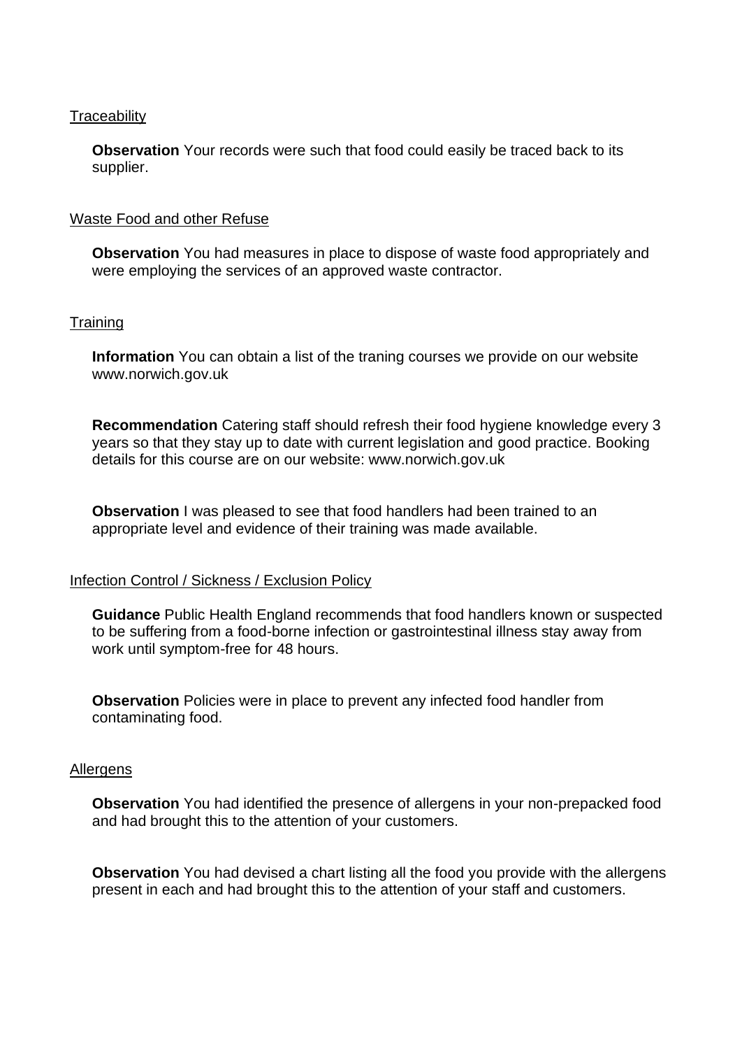Traceability

**Observation** Your records were such that food could easily be traced back to its supplier.

Waste Food and other Refuse

**Observation** You had measures in place to dispose of waste food appropriately and were employing the services of an approved waste contractor.

Training

**Information** You can obtain a list of the traning courses we provide on our website www.norwich.gov.uk

**Recommendation** Catering staff should refresh their food hygiene knowledge every 3 years so that they stay up to date with current legislation and good practice. Booking details for this course are on our website: www.norwich.gov.uk

**Observation** I was pleased to see that food handlers had been trained to an appropriate level and evidence of their training was made available.

Infection Control / Sickness / Exclusion Policy

**Guidance** Public Health England recommends that food handlers known or suspected to be suffering from a food-borne infection or gastrointestinal illness stay away from work until symptom-free for 48 hours.

**Observation** Policies were in place to prevent any infected food handler from contaminating food.

Allergens

**Observation** You had identified the presence of allergens in your non-prepacked food and had brought this to the attention of your customers.

**Observation** You had devised a chart listing all the food you provide with the allergens present in each and had brought this to the attention of your staff and customers.